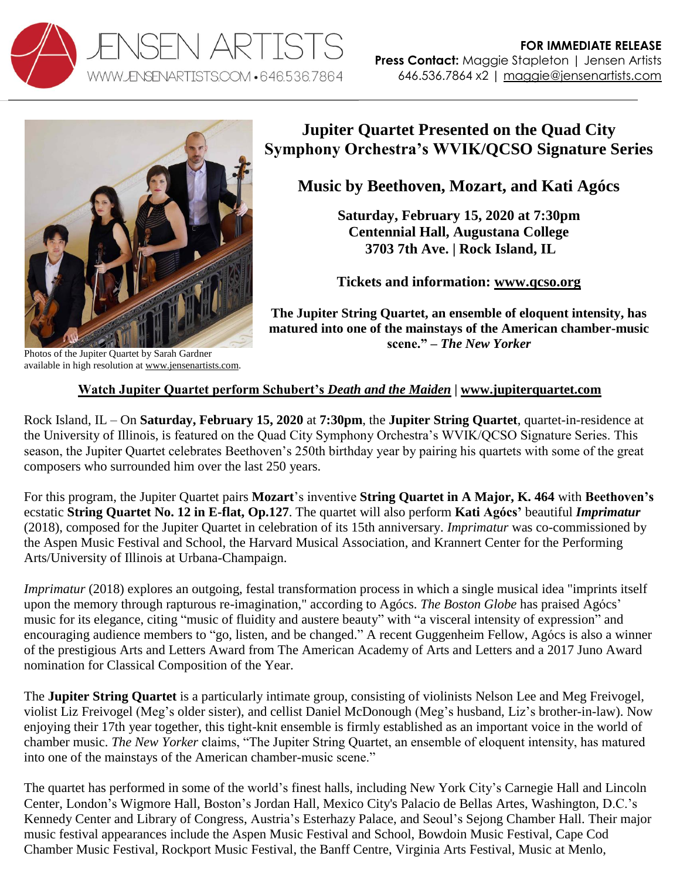JENSEN ARTISTS
WWW.JENSENARTISTS.COM • 646.536.7864

**FOR IMMEDIATE RELEASE**
**Press Contact:** Maggie Stapleton | Jensen Artists
646.536.7864 x2 | maggie@jensenartists.com

Photos of the Jupiter Quartet by Sarah Gardner available in high resolution at www.jensenartists.com.

# Jupiter Quartet Presented on the Quad City Symphony Orchestra's WVIK/QCSO Signature Series

## Music by Beethoven, Mozart, and Kati Agócs

**Saturday, February 15, 2020 at 7:30pm**
**Centennial Hall, Augustana College**
**3703 7th Ave. | Rock Island, IL**

**Tickets and information: www.qcso.org**

**The Jupiter String Quartet, an ensemble of eloquent intensity, has matured into one of the mainstays of the American chamber-music scene." – *The New Yorker***

**Watch Jupiter Quartet perform Schubert's *Death and the Maiden* | www.jupiterquartet.com**

Rock Island, IL – On **Saturday, February 15, 2020** at **7:30pm**, the **Jupiter String Quartet**, quartet-in-residence at the University of Illinois, is featured on the Quad City Symphony Orchestra's WVIK/QCSO Signature Series. This season, the Jupiter Quartet celebrates Beethoven's 250th birthday year by pairing his quartets with some of the great composers who surrounded him over the last 250 years.

For this program, the Jupiter Quartet pairs **Mozart**'s inventive **String Quartet in A Major, K. 464** with **Beethoven's** ecstatic **String Quartet No. 12 in E-flat, Op.127**. The quartet will also perform **Kati Agócs'** beautiful ***Imprimatur*** (2018), composed for the Jupiter Quartet in celebration of its 15th anniversary. *Imprimatur* was co-commissioned by the Aspen Music Festival and School, the Harvard Musical Association, and Krannert Center for the Performing Arts/University of Illinois at Urbana-Champaign.

*Imprimatur* (2018) explores an outgoing, festal transformation process in which a single musical idea "imprints itself upon the memory through rapturous re-imagination," according to Agócs. *The Boston Globe* has praised Agócs' music for its elegance, citing "music of fluidity and austere beauty" with "a visceral intensity of expression" and encouraging audience members to "go, listen, and be changed." A recent Guggenheim Fellow, Agócs is also a winner of the prestigious Arts and Letters Award from The American Academy of Arts and Letters and a 2017 Juno Award nomination for Classical Composition of the Year.

The **Jupiter String Quartet** is a particularly intimate group, consisting of violinists Nelson Lee and Meg Freivogel, violist Liz Freivogel (Meg's older sister), and cellist Daniel McDonough (Meg's husband, Liz's brother-in-law). Now enjoying their 17th year together, this tight-knit ensemble is firmly established as an important voice in the world of chamber music. *The New Yorker* claims, "The Jupiter String Quartet, an ensemble of eloquent intensity, has matured into one of the mainstays of the American chamber-music scene."

The quartet has performed in some of the world's finest halls, including New York City's Carnegie Hall and Lincoln Center, London's Wigmore Hall, Boston's Jordan Hall, Mexico City's Palacio de Bellas Artes, Washington, D.C.'s Kennedy Center and Library of Congress, Austria's Esterhazy Palace, and Seoul's Sejong Chamber Hall. Their major music festival appearances include the Aspen Music Festival and School, Bowdoin Music Festival, Cape Cod Chamber Music Festival, Rockport Music Festival, the Banff Centre, Virginia Arts Festival, Music at Menlo,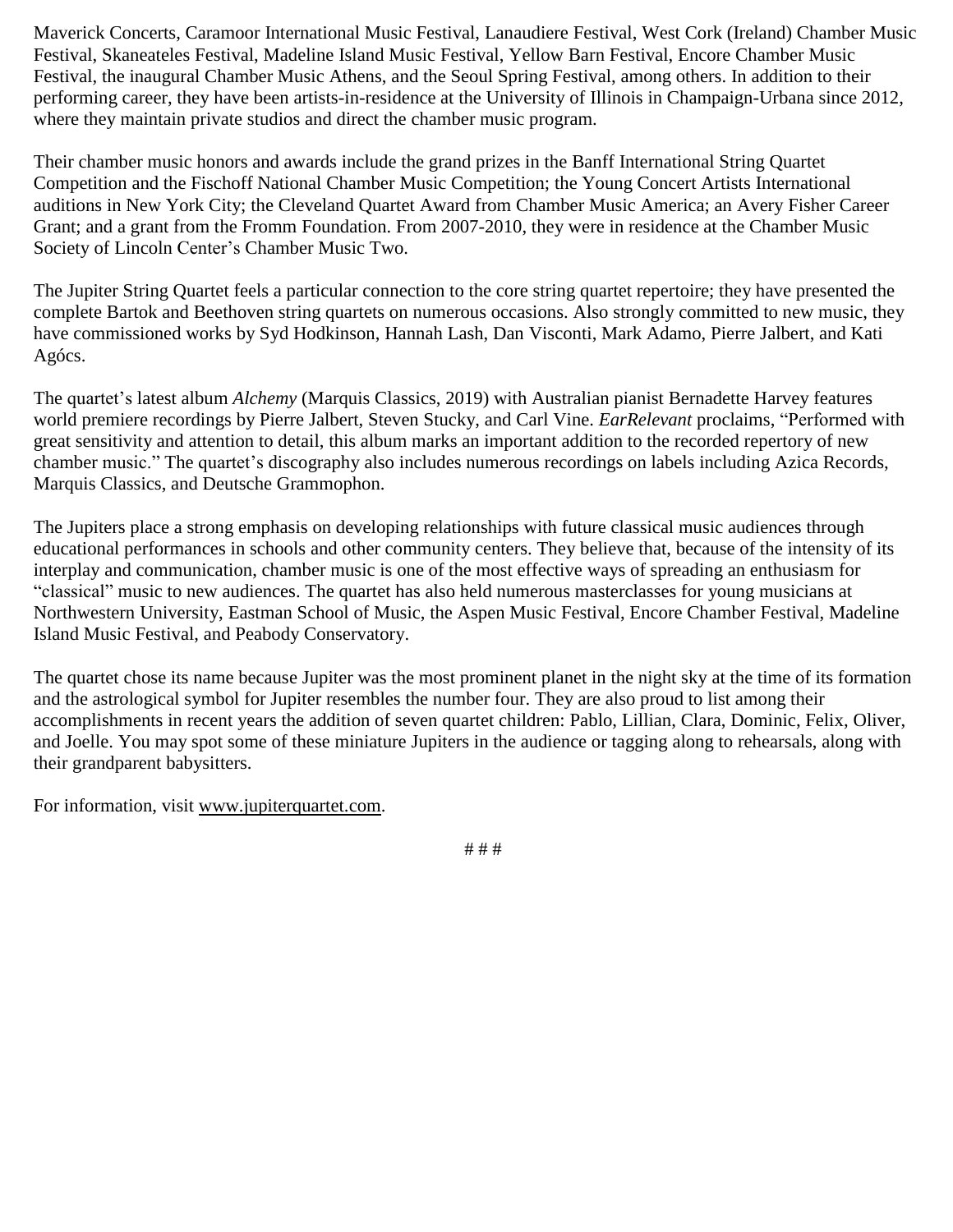Maverick Concerts, Caramoor International Music Festival, Lanaudiere Festival, West Cork (Ireland) Chamber Music Festival, Skaneateles Festival, Madeline Island Music Festival, Yellow Barn Festival, Encore Chamber Music Festival, the inaugural Chamber Music Athens, and the Seoul Spring Festival, among others. In addition to their performing career, they have been artists-in-residence at the University of Illinois in Champaign-Urbana since 2012, where they maintain private studios and direct the chamber music program.

Their chamber music honors and awards include the grand prizes in the Banff International String Quartet Competition and the Fischoff National Chamber Music Competition; the Young Concert Artists International auditions in New York City; the Cleveland Quartet Award from Chamber Music America; an Avery Fisher Career Grant; and a grant from the Fromm Foundation. From 2007-2010, they were in residence at the Chamber Music Society of Lincoln Center's Chamber Music Two.

The Jupiter String Quartet feels a particular connection to the core string quartet repertoire; they have presented the complete Bartok and Beethoven string quartets on numerous occasions. Also strongly committed to new music, they have commissioned works by Syd Hodkinson, Hannah Lash, Dan Visconti, Mark Adamo, Pierre Jalbert, and Kati Agócs.

The quartet's latest album *Alchemy* (Marquis Classics, 2019) with Australian pianist Bernadette Harvey features world premiere recordings by Pierre Jalbert, Steven Stucky, and Carl Vine. *EarRelevant* proclaims, "Performed with great sensitivity and attention to detail, this album marks an important addition to the recorded repertory of new chamber music." The quartet's discography also includes numerous recordings on labels including Azica Records, Marquis Classics, and Deutsche Grammophon.

The Jupiters place a strong emphasis on developing relationships with future classical music audiences through educational performances in schools and other community centers. They believe that, because of the intensity of its interplay and communication, chamber music is one of the most effective ways of spreading an enthusiasm for "classical" music to new audiences. The quartet has also held numerous masterclasses for young musicians at Northwestern University, Eastman School of Music, the Aspen Music Festival, Encore Chamber Festival, Madeline Island Music Festival, and Peabody Conservatory.

The quartet chose its name because Jupiter was the most prominent planet in the night sky at the time of its formation and the astrological symbol for Jupiter resembles the number four. They are also proud to list among their accomplishments in recent years the addition of seven quartet children: Pablo, Lillian, Clara, Dominic, Felix, Oliver, and Joelle. You may spot some of these miniature Jupiters in the audience or tagging along to rehearsals, along with their grandparent babysitters.

For information, visit www.jupiterquartet.com.

# # #